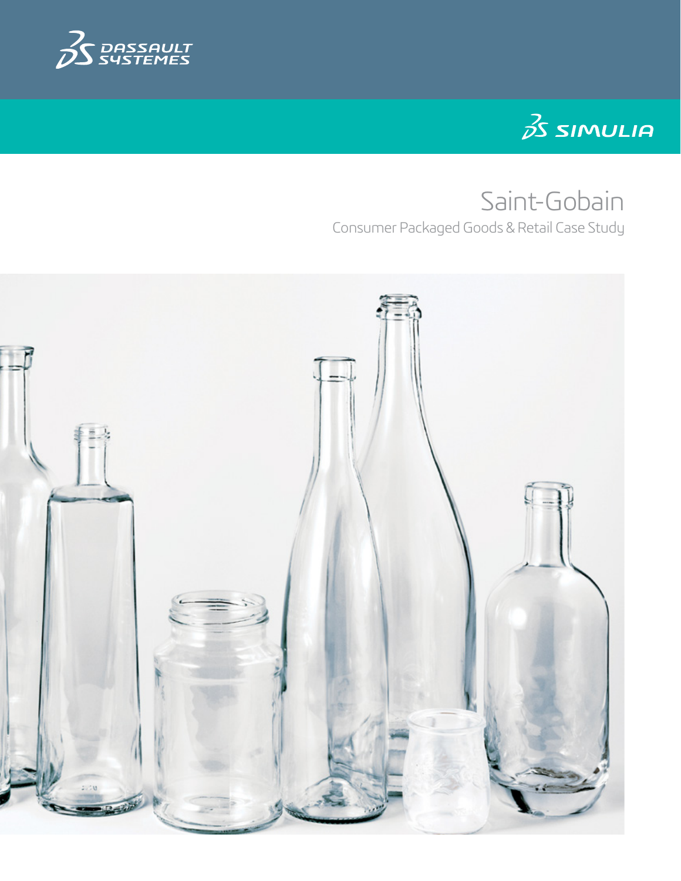DASSAULT SYSTEMES

SIMULIA

# Saint-Gobain

Consumer Packaged Goods & Retail Case Study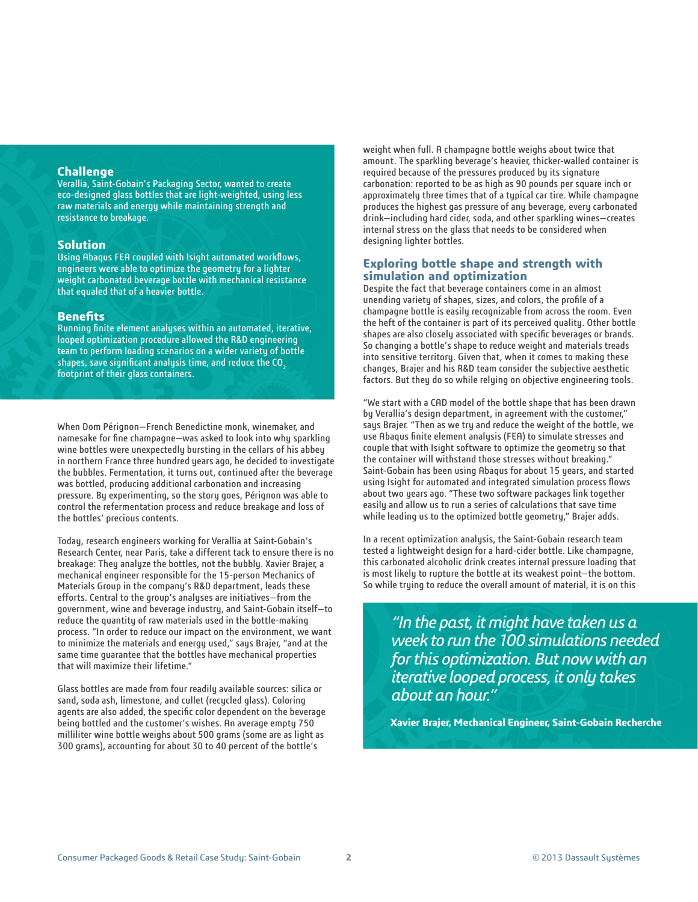## Challenge

Verallia, Saint-Gobain's Packaging Sector, wanted to create eco-designed glass bottles that are light-weighted, using less raw materials and energy while maintaining strength and resistance to breakage.

## Solution

Using Abaqus FEA coupled with Isight automated workflows, engineers were able to optimize the geometry for a lighter weight carbonated beverage bottle with mechanical resistance that equaled that of a heavier bottle.

## Benefits

Running finite element analyses within an automated, iterative, looped optimization procedure allowed the R&D engineering team to perform loading scenarios on a wider variety of bottle shapes, save significant analysis time, and reduce the $CO_2$ footprint of their glass containers.

When Dom Pérignon—French Benedictine monk, winemaker, and namesake for fine champagne—was asked to look into why sparkling wine bottles were unexpectedly bursting in the cellars of his abbey in northern France three hundred years ago, he decided to investigate the bubbles. Fermentation, it turns out, continued after the beverage was bottled, producing additional carbonation and increasing pressure. By experimenting, so the story goes, Pérignon was able to control the refermentation process and reduce breakage and loss of the bottles' precious contents.

Today, research engineers working for Verallia at Saint-Gobain's Research Center, near Paris, take a different tack to ensure there is no breakage: They analyze the bottles, not the bubbly. Xavier Brajer, a mechanical engineer responsible for the 15-person Mechanics of Materials Group in the company's R&D department, leads these efforts. Central to the group's analyses are initiatives—from the government, wine and beverage industry, and Saint-Gobain itself—to reduce the quantity of raw materials used in the bottle-making process. "In order to reduce our impact on the environment, we want to minimize the materials and energy used," says Brajer, "and at the same time guarantee that the bottles have mechanical properties that will maximize their lifetime."

Glass bottles are made from four readily available sources: silica or sand, soda ash, limestone, and cullet (recycled glass). Coloring agents are also added, the specific color dependent on the beverage being bottled and the customer's wishes. An average empty 750 milliliter wine bottle weighs about 500 grams (some are as light as 300 grams), accounting for about 30 to 40 percent of the bottle's weight when full. A champagne bottle weighs about twice that amount. The sparkling beverage's heavier, thicker-walled container is required because of the pressures produced by its signature carbonation: reported to be as high as 90 pounds per square inch or approximately three times that of a typical car tire. While champagne produces the highest gas pressure of any beverage, every carbonated drink—including hard cider, soda, and other sparkling wines—creates internal stress on the glass that needs to be considered when designing lighter bottles.

## Exploring bottle shape and strength with simulation and optimization

Despite the fact that beverage containers come in an almost unending variety of shapes, sizes, and colors, the profile of a champagne bottle is easily recognizable from across the room. Even the heft of the container is part of its perceived quality. Other bottle shapes are also closely associated with specific beverages or brands. So changing a bottle's shape to reduce weight and materials treads into sensitive territory. Given that, when it comes to making these changes, Brajer and his R&D team consider the subjective aesthetic factors. But they do so while relying on objective engineering tools.

"We start with a CAD model of the bottle shape that has been drawn by Verallia's design department, in agreement with the customer," says Brajer. "Then as we try and reduce the weight of the bottle, we use Abaqus finite element analysis (FEA) to simulate stresses and couple that with Isight software to optimize the geometry so that the container will withstand those stresses without breaking." Saint-Gobain has been using Abaqus for about 15 years, and started using Isight for automated and integrated simulation process flows about two years ago. "These two software packages link together easily and allow us to run a series of calculations that save time while leading us to the optimized bottle geometry," Brajer adds.

In a recent optimization analysis, the Saint-Gobain research team tested a lightweight design for a hard-cider bottle. Like champagne, this carbonated alcoholic drink creates internal pressure loading that is most likely to rupture the bottle at its weakest point—the bottom. So while trying to reduce the overall amount of material, it is on this

> *"In the past, it might have taken us a week to run the 100 simulations needed for this optimization. But now with an iterative looped process, it only takes about an hour."*
>
> **Xavier Brajer, Mechanical Engineer, Saint-Gobain Recherche**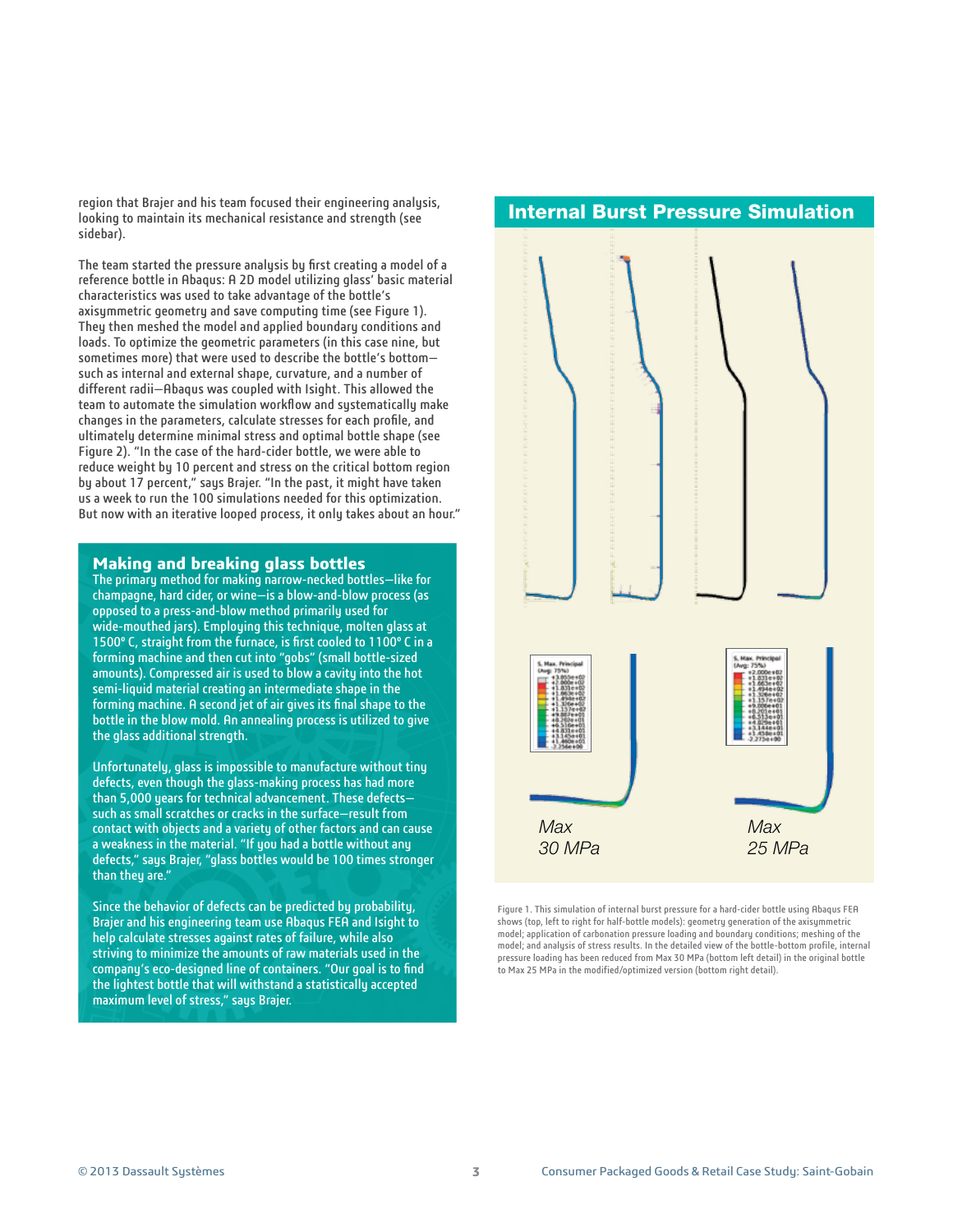region that Brajer and his team focused their engineering analysis, looking to maintain its mechanical resistance and strength (see sidebar).

The team started the pressure analysis by first creating a model of a reference bottle in Abaqus: A 2D model utilizing glass' basic material characteristics was used to take advantage of the bottle's axisymmetric geometry and save computing time (see Figure 1). They then meshed the model and applied boundary conditions and loads. To optimize the geometric parameters (in this case nine, but sometimes more) that were used to describe the bottle's bottom—such as internal and external shape, curvature, and a number of different radii—Abaqus was coupled with Isight. This allowed the team to automate the simulation workflow and systematically make changes in the parameters, calculate stresses for each profile, and ultimately determine minimal stress and optimal bottle shape (see Figure 2). "In the case of the hard-cider bottle, we were able to reduce weight by 10 percent and stress on the critical bottom region by about 17 percent," says Brajer. "In the past, it might have taken us a week to run the 100 simulations needed for this optimization. But now with an iterative looped process, it only takes about an hour."

## Making and breaking glass bottles

The primary method for making narrow-necked bottles—like for champagne, hard cider, or wine—is a blow-and-blow process (as opposed to a press-and-blow method primarily used for wide-mouthed jars). Employing this technique, molten glass at 1500° C, straight from the furnace, is first cooled to 1100° C in a forming machine and then cut into "gobs" (small bottle-sized amounts). Compressed air is used to blow a cavity into the hot semi-liquid material creating an intermediate shape in the forming machine. A second jet of air gives its final shape to the bottle in the blow mold. An annealing process is utilized to give the glass additional strength.

Unfortunately, glass is impossible to manufacture without tiny defects, even though the glass-making process has had more than 5,000 years for technical advancement. These defects—such as small scratches or cracks in the surface—result from contact with objects and a variety of other factors and can cause a weakness in the material. "If you had a bottle without any defects," says Brajer, "glass bottles would be 100 times stronger than they are."

Since the behavior of defects can be predicted by probability, Brajer and his engineering team use Abaqus FEA and Isight to help calculate stresses against rates of failure, while also striving to minimize the amounts of raw materials used in the company's eco-designed line of containers. "Our goal is to find the lightest bottle that will withstand a statistically accepted maximum level of stress," says Brajer.

## Internal Burst Pressure Simulation

Max 30 MPa

Max 25 MPa

Figure 1. This simulation of internal burst pressure for a hard-cider bottle using Abaqus FEA shows (top, left to right for half-bottle models): geometry generation of the axisymmetric model; application of carbonation pressure loading and boundary conditions; meshing of the model; and analysis of stress results. In the detailed view of the bottle-bottom profile, internal pressure loading has been reduced from Max 30 MPa (bottom left detail) in the original bottle to Max 25 MPa in the modified/optimized version (bottom right detail).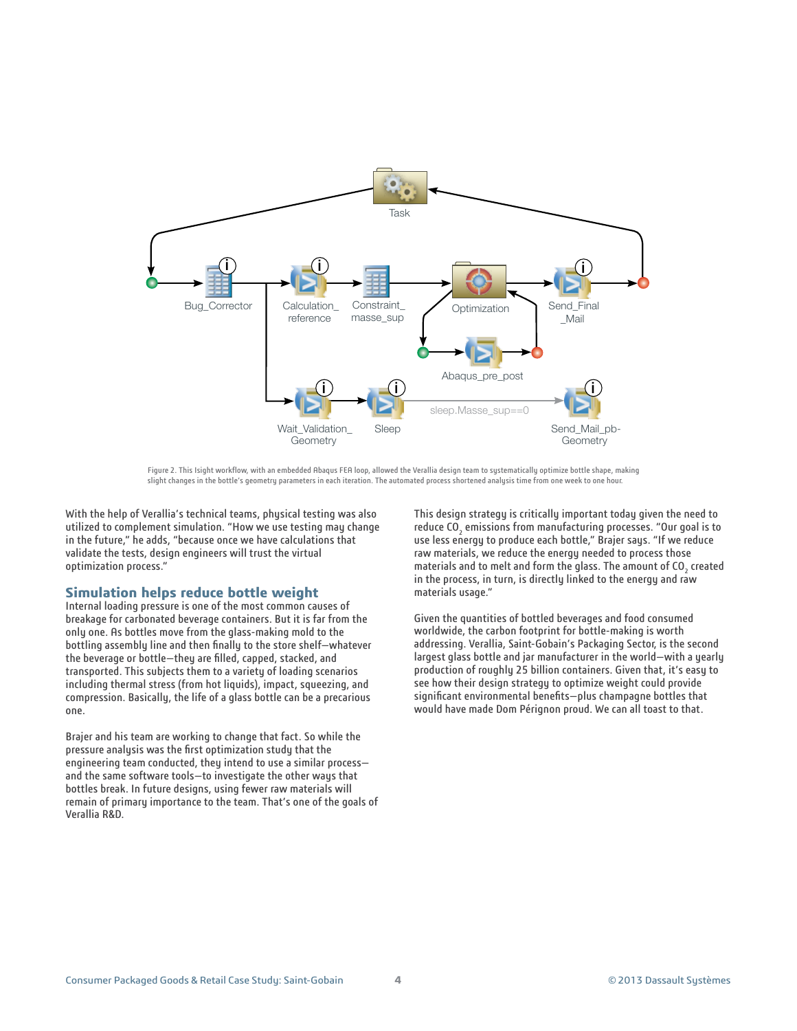Figure 2. This Isight workflow, with an embedded Abaqus FEA loop, allowed the Verallia design team to systematically optimize bottle shape, making slight changes in the bottle's geometry parameters in each iteration. The automated process shortened analysis time from one week to one hour.

With the help of Verallia's technical teams, physical testing was also utilized to complement simulation. "How we use testing may change in the future," he adds, "because once we have calculations that validate the tests, design engineers will trust the virtual optimization process."

## Simulation helps reduce bottle weight

Internal loading pressure is one of the most common causes of breakage for carbonated beverage containers. But it is far from the only one. As bottles move from the glass-making mold to the bottling assembly line and then finally to the store shelf—whatever the beverage or bottle—they are filled, capped, stacked, and transported. This subjects them to a variety of loading scenarios including thermal stress (from hot liquids), impact, squeezing, and compression. Basically, the life of a glass bottle can be a precarious one.

Brajer and his team are working to change that fact. So while the pressure analysis was the first optimization study that the engineering team conducted, they intend to use a similar process—and the same software tools—to investigate the other ways that bottles break. In future designs, using fewer raw materials will remain of primary importance to the team. That's one of the goals of Verallia R&D.

This design strategy is critically important today given the need to reduce $CO_2$ emissions from manufacturing processes. "Our goal is to use less energy to produce each bottle," Brajer says. "If we reduce raw materials, we reduce the energy needed to process those materials and to melt and form the glass. The amount of $CO_2$ created in the process, in turn, is directly linked to the energy and raw materials usage."

Given the quantities of bottled beverages and food consumed worldwide, the carbon footprint for bottle-making is worth addressing. Verallia, Saint-Gobain's Packaging Sector, is the second largest glass bottle and jar manufacturer in the world—with a yearly production of roughly 25 billion containers. Given that, it's easy to see how their design strategy to optimize weight could provide significant environmental benefits—plus champagne bottles that would have made Dom Pérignon proud. We can all toast to that.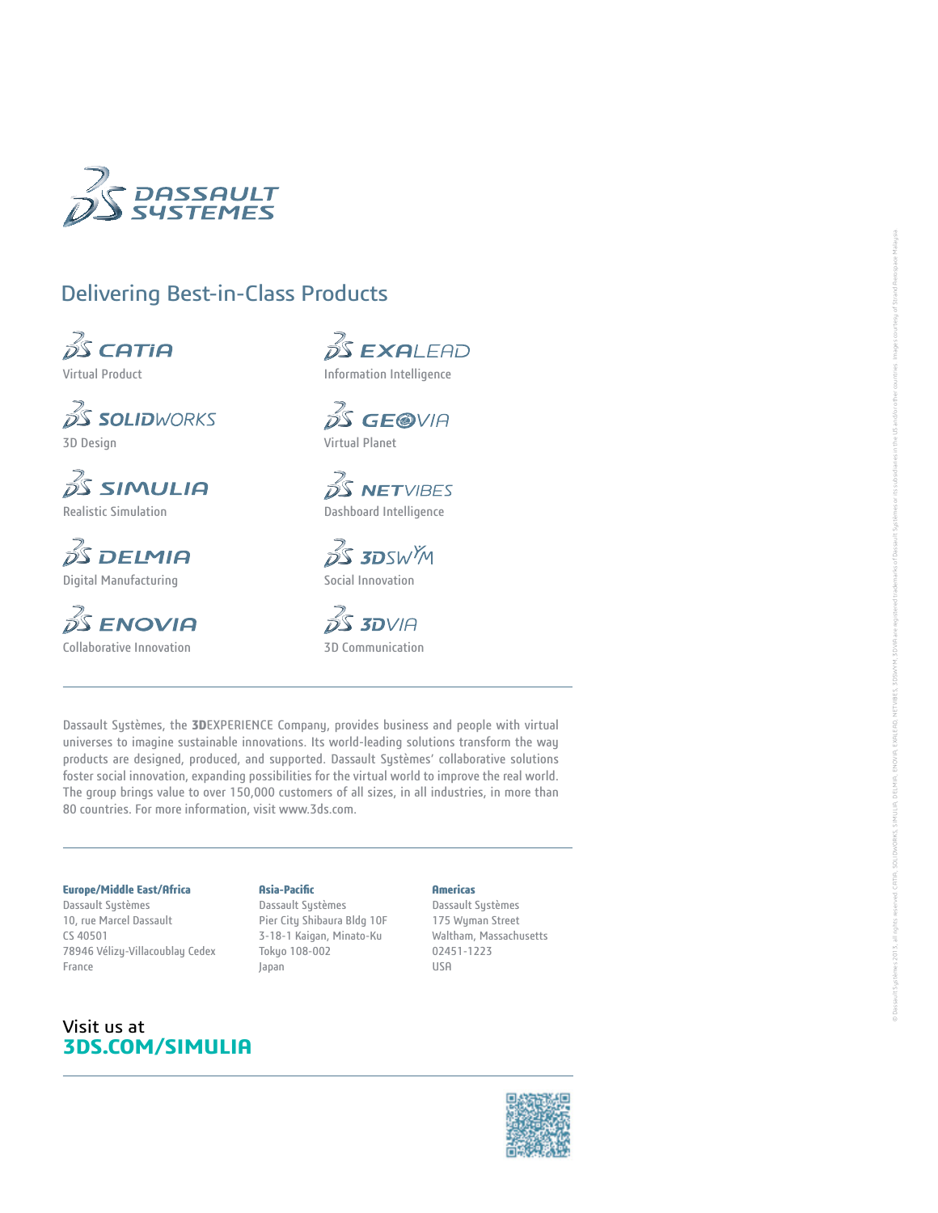DASSAULT SYSTEMES

## Delivering Best-in-Class Products

**CATIA**
Virtual Product

**SOLIDWORKS**
3D Design

**SIMULIA**
Realistic Simulation

**DELMIA**
Digital Manufacturing

**ENOVIA**
Collaborative Innovation

**EXALEAD**
Information Intelligence

**GEOVIA**
Virtual Planet

**NETVIBES**
Dashboard Intelligence

**3DSWYM**
Social Innovation

**3DVIA**
3D Communication

---

Dassault Systèmes, the **3D**EXPERIENCE Company, provides business and people with virtual universes to imagine sustainable innovations. Its world-leading solutions transform the way products are designed, produced, and supported. Dassault Systèmes' collaborative solutions foster social innovation, expanding possibilities for the virtual world to improve the real world. The group brings value to over 150,000 customers of all sizes, in all industries, in more than 80 countries. For more information, visit www.3ds.com.

---

**Europe/Middle East/Africa**
Dassault Systèmes
10, rue Marcel Dassault
CS 40501
78946 Vélizy-Villacoublay Cedex
France

**Asia-Pacific**
Dassault Systèmes
Pier City Shibaura Bldg 10F
3-18-1 Kaigan, Minato-Ku
Tokyo 108-002
Japan

**Americas**
Dassault Systèmes
175 Wyman Street
Waltham, Massachusetts
02451-1223
USA

Visit us at
**3DS.COM/SIMULIA**

© Dassault Systèmes 2013, all rights reserved. CATIA, SOLIDWORKS, SIMULIA, DELMIA, ENOVIA, EXALEAD, NETVIBES, 3DSWYM, 3DVIA are registered trademarks of Dassault Systèmes or its subsidiaries in the US and/or other countries. Images courtesy of Strand Aerospace Malaysia